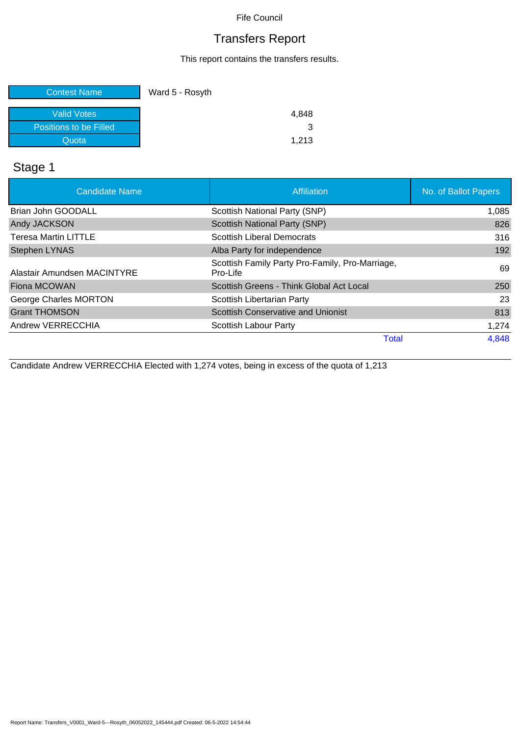Fife Council

# Transfers Report

This report contains the transfers results.

| | |
|---|---|
| Contest Name | Ward 5 - Rosyth |

| | |
|---|---|
| Valid Votes | 4,848 |
| Positions to be Filled | 3 |
| Quota | 1,213 |

## Stage 1

| Candidate Name | Affiliation | No. of Ballot Papers |
|---|---|---|
| Brian John GOODALL | Scottish National Party (SNP) | 1,085 |
| Andy JACKSON | Scottish National Party (SNP) | 826 |
| Teresa Martin LITTLE | Scottish Liberal Democrats | 316 |
| Stephen LYNAS | Alba Party for independence | 192 |
| Alastair Amundsen MACINTYRE | Scottish Family Party Pro-Family, Pro-Marriage, Pro-Life | 69 |
| Fiona MCOWAN | Scottish Greens - Think Global Act Local | 250 |
| George Charles MORTON | Scottish Libertarian Party | 23 |
| Grant THOMSON | Scottish Conservative and Unionist | 813 |
| Andrew VERRECCHIA | Scottish Labour Party | 1,274 |
| | Total | 4,848 |

Candidate Andrew VERRECCHIA Elected with 1,274 votes, being in excess of the quota of 1,213

Report Name: Transfers_V0001_Ward-5---Rosyth_06052022_145444.pdf Created: 06-5-2022 14:54:44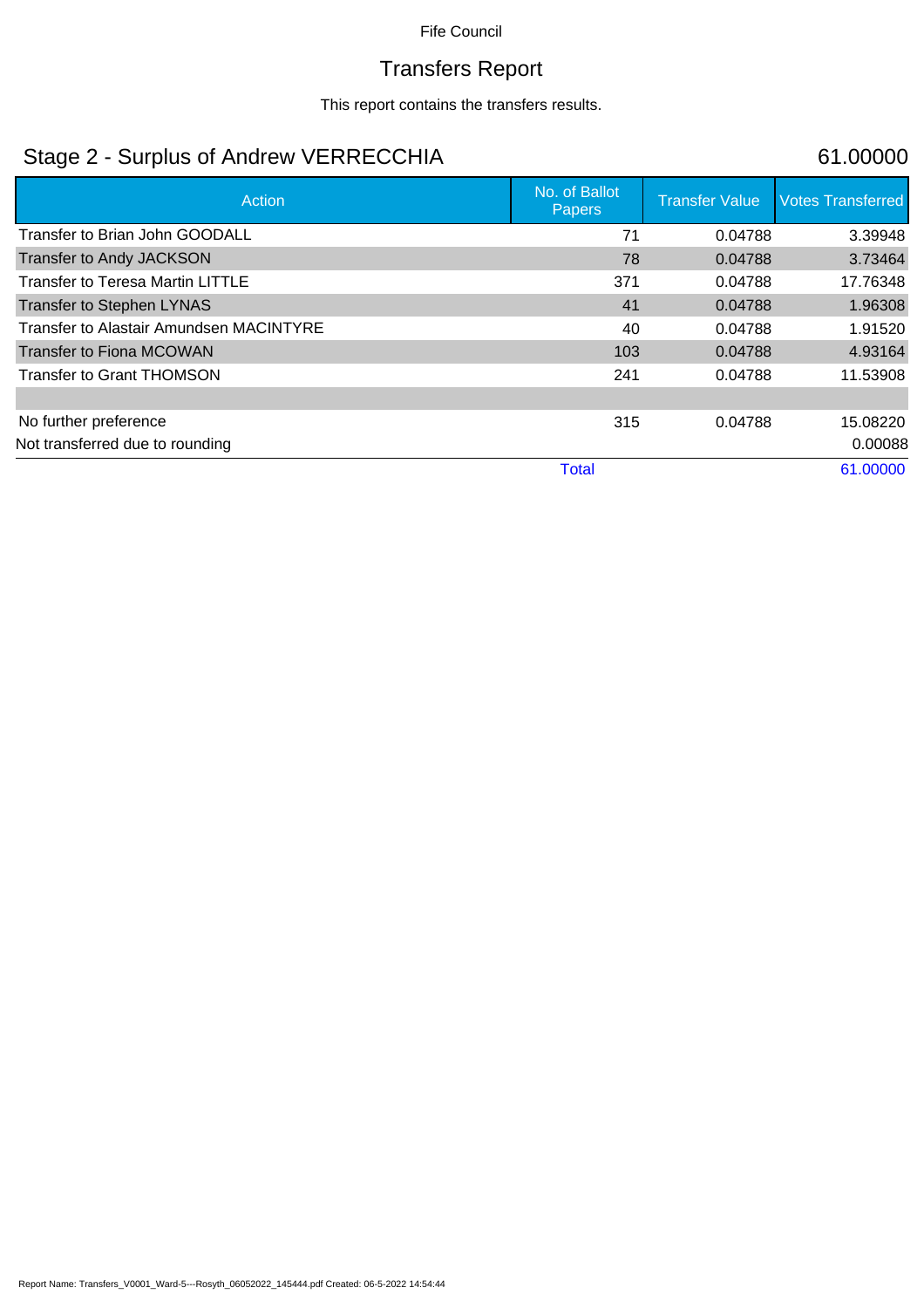Fife Council

# Transfers Report

This report contains the transfers results.

## Stage 2 - Surplus of Andrew VERRECCHIA 61.00000

| Action | No. of Ballot Papers | Transfer Value | Votes Transferred |
|---|---|---|---|
| Transfer to Brian John GOODALL | 71 | 0.04788 | 3.39948 |
| Transfer to Andy JACKSON | 78 | 0.04788 | 3.73464 |
| Transfer to Teresa Martin LITTLE | 371 | 0.04788 | 17.76348 |
| Transfer to Stephen LYNAS | 41 | 0.04788 | 1.96308 |
| Transfer to Alastair Amundsen MACINTYRE | 40 | 0.04788 | 1.91520 |
| Transfer to Fiona MCOWAN | 103 | 0.04788 | 4.93164 |
| Transfer to Grant THOMSON | 241 | 0.04788 | 11.53908 |
| | | | |
| No further preference | 315 | 0.04788 | 15.08220 |
| Not transferred due to rounding | | | 0.00088 |
| | Total | | 61.00000 |

Report Name: Transfers_V0001_Ward-5---Rosyth_06052022_145444.pdf Created: 06-5-2022 14:54:44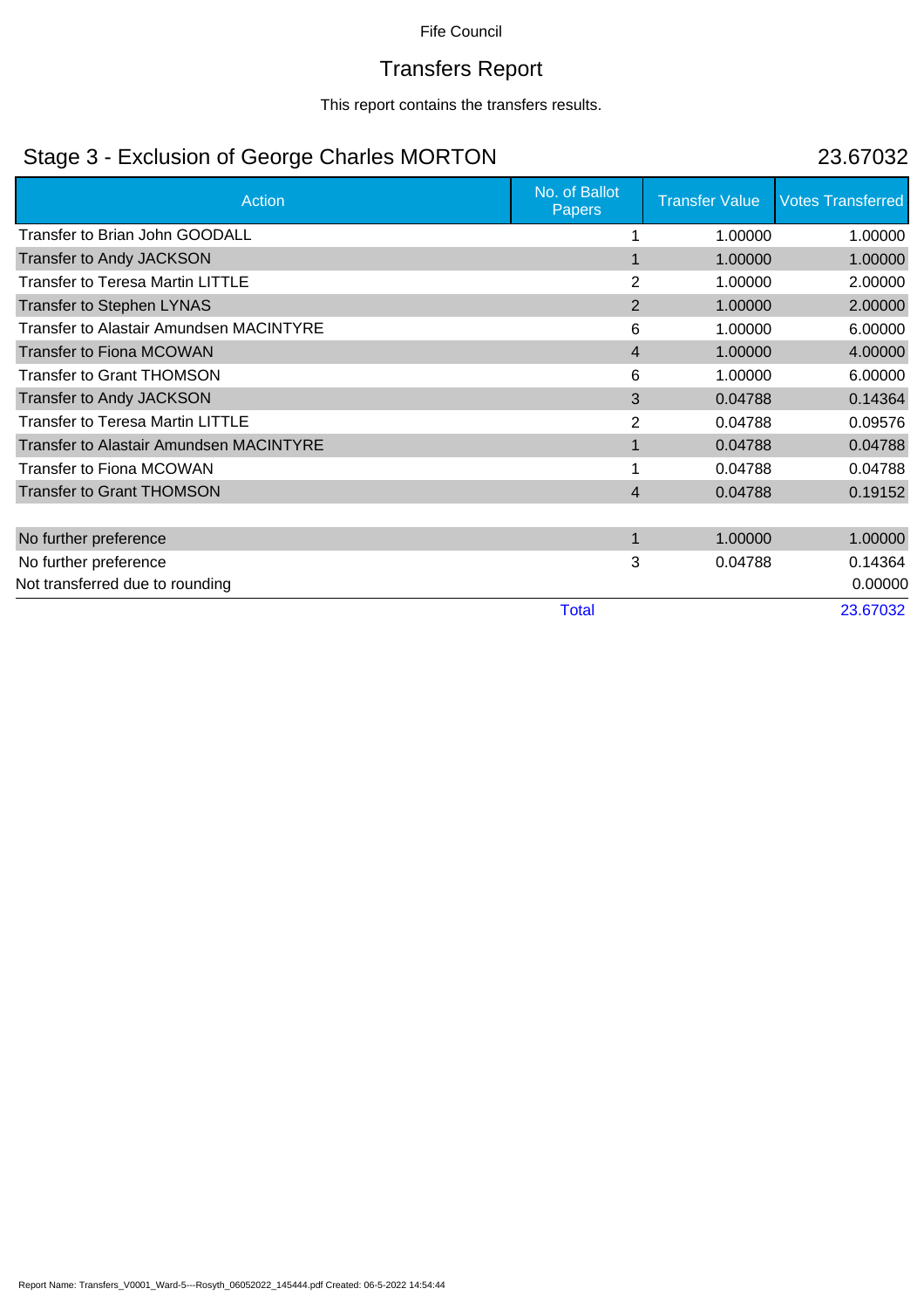Fife Council

# Transfers Report

This report contains the transfers results.

## Stage 3 - Exclusion of George Charles MORTON 23.67032

| Action | No. of Ballot Papers | Transfer Value | Votes Transferred |
|---|---|---|---|
| Transfer to Brian John GOODALL | 1 | 1.00000 | 1.00000 |
| Transfer to Andy JACKSON | 1 | 1.00000 | 1.00000 |
| Transfer to Teresa Martin LITTLE | 2 | 1.00000 | 2.00000 |
| Transfer to Stephen LYNAS | 2 | 1.00000 | 2.00000 |
| Transfer to Alastair Amundsen MACINTYRE | 6 | 1.00000 | 6.00000 |
| Transfer to Fiona MCOWAN | 4 | 1.00000 | 4.00000 |
| Transfer to Grant THOMSON | 6 | 1.00000 | 6.00000 |
| Transfer to Andy JACKSON | 3 | 0.04788 | 0.14364 |
| Transfer to Teresa Martin LITTLE | 2 | 0.04788 | 0.09576 |
| Transfer to Alastair Amundsen MACINTYRE | 1 | 0.04788 | 0.04788 |
| Transfer to Fiona MCOWAN | 1 | 0.04788 | 0.04788 |
| Transfer to Grant THOMSON | 4 | 0.04788 | 0.19152 |
| | | | |
| No further preference | 1 | 1.00000 | 1.00000 |
| No further preference | 3 | 0.04788 | 0.14364 |
| Not transferred due to rounding | | | 0.00000 |
| | Total | | 23.67032 |

Report Name: Transfers_V0001_Ward-5---Rosyth_06052022_145444.pdf Created: 06-5-2022 14:54:44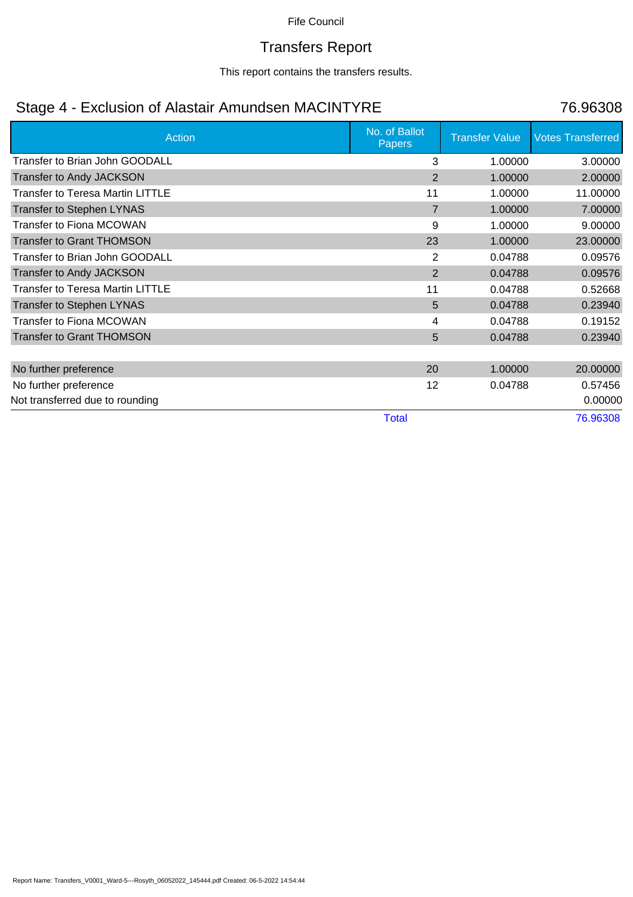Fife Council

# Transfers Report

This report contains the transfers results.

## Stage 4 - Exclusion of Alastair Amundsen MACINTYRE 76.96308

| Action | No. of Ballot Papers | Transfer Value | Votes Transferred |
|---|---|---|---|
| Transfer to Brian John GOODALL | 3 | 1.00000 | 3.00000 |
| Transfer to Andy JACKSON | 2 | 1.00000 | 2.00000 |
| Transfer to Teresa Martin LITTLE | 11 | 1.00000 | 11.00000 |
| Transfer to Stephen LYNAS | 7 | 1.00000 | 7.00000 |
| Transfer to Fiona MCOWAN | 9 | 1.00000 | 9.00000 |
| Transfer to Grant THOMSON | 23 | 1.00000 | 23.00000 |
| Transfer to Brian John GOODALL | 2 | 0.04788 | 0.09576 |
| Transfer to Andy JACKSON | 2 | 0.04788 | 0.09576 |
| Transfer to Teresa Martin LITTLE | 11 | 0.04788 | 0.52668 |
| Transfer to Stephen LYNAS | 5 | 0.04788 | 0.23940 |
| Transfer to Fiona MCOWAN | 4 | 0.04788 | 0.19152 |
| Transfer to Grant THOMSON | 5 | 0.04788 | 0.23940 |
| | | | |
| No further preference | 20 | 1.00000 | 20.00000 |
| No further preference | 12 | 0.04788 | 0.57456 |
| Not transferred due to rounding | | | 0.00000 |
| | Total | | 76.96308 |

Report Name: Transfers_V0001_Ward-5---Rosyth_06052022_145444.pdf Created: 06-5-2022 14:54:44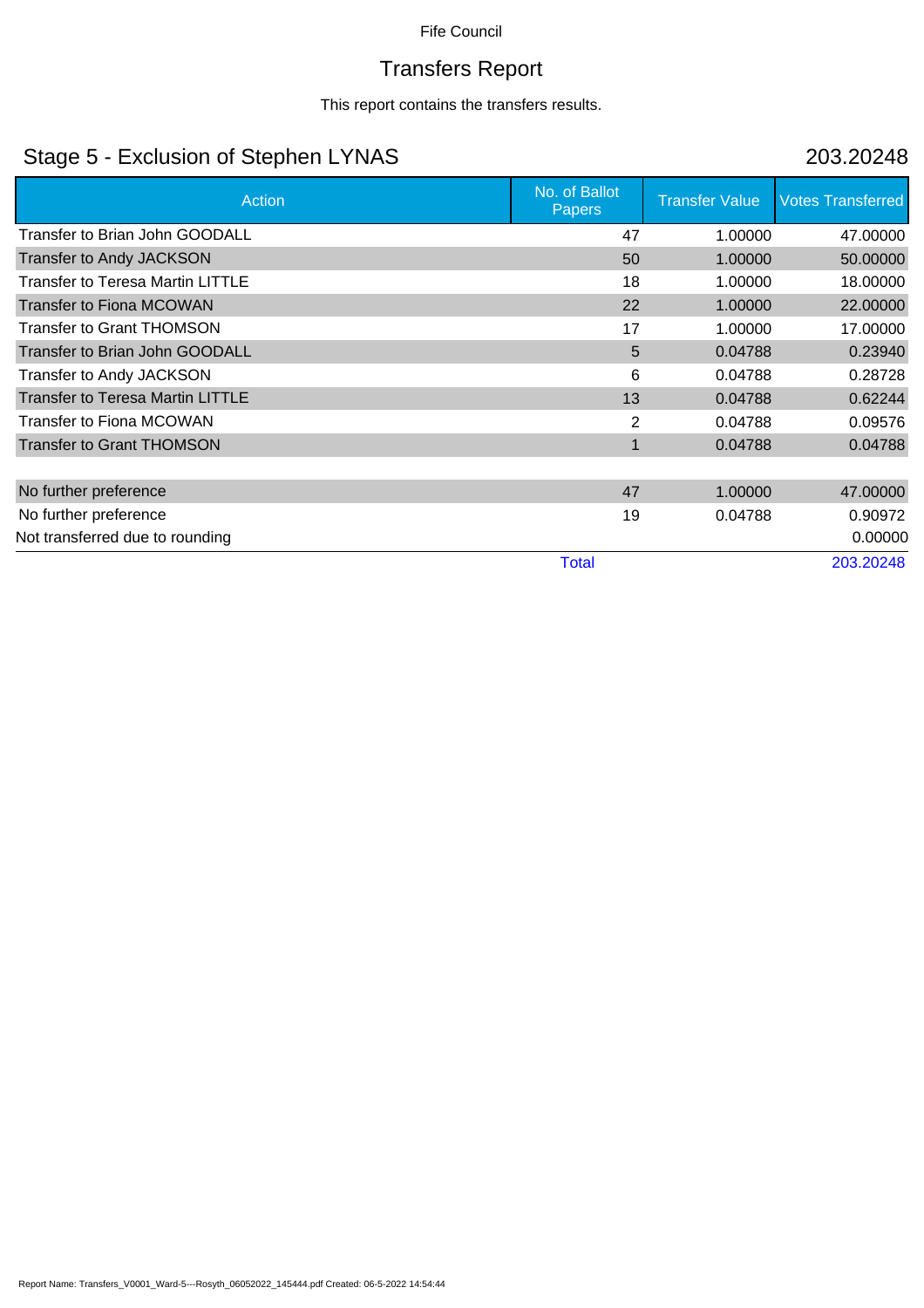Fife Council

# Transfers Report

This report contains the transfers results.

## Stage 5 - Exclusion of Stephen LYNAS 203.20248

| Action | No. of Ballot Papers | Transfer Value | Votes Transferred |
|---|---|---|---|
| Transfer to Brian John GOODALL | 47 | 1.00000 | 47.00000 |
| Transfer to Andy JACKSON | 50 | 1.00000 | 50.00000 |
| Transfer to Teresa Martin LITTLE | 18 | 1.00000 | 18.00000 |
| Transfer to Fiona MCOWAN | 22 | 1.00000 | 22.00000 |
| Transfer to Grant THOMSON | 17 | 1.00000 | 17.00000 |
| Transfer to Brian John GOODALL | 5 | 0.04788 | 0.23940 |
| Transfer to Andy JACKSON | 6 | 0.04788 | 0.28728 |
| Transfer to Teresa Martin LITTLE | 13 | 0.04788 | 0.62244 |
| Transfer to Fiona MCOWAN | 2 | 0.04788 | 0.09576 |
| Transfer to Grant THOMSON | 1 | 0.04788 | 0.04788 |
| | | | |
| No further preference | 47 | 1.00000 | 47.00000 |
| No further preference | 19 | 0.04788 | 0.90972 |
| Not transferred due to rounding | | | 0.00000 |
| | Total | | 203.20248 |

Report Name: Transfers_V0001_Ward-5---Rosyth_06052022_145444.pdf Created: 06-5-2022 14:54:44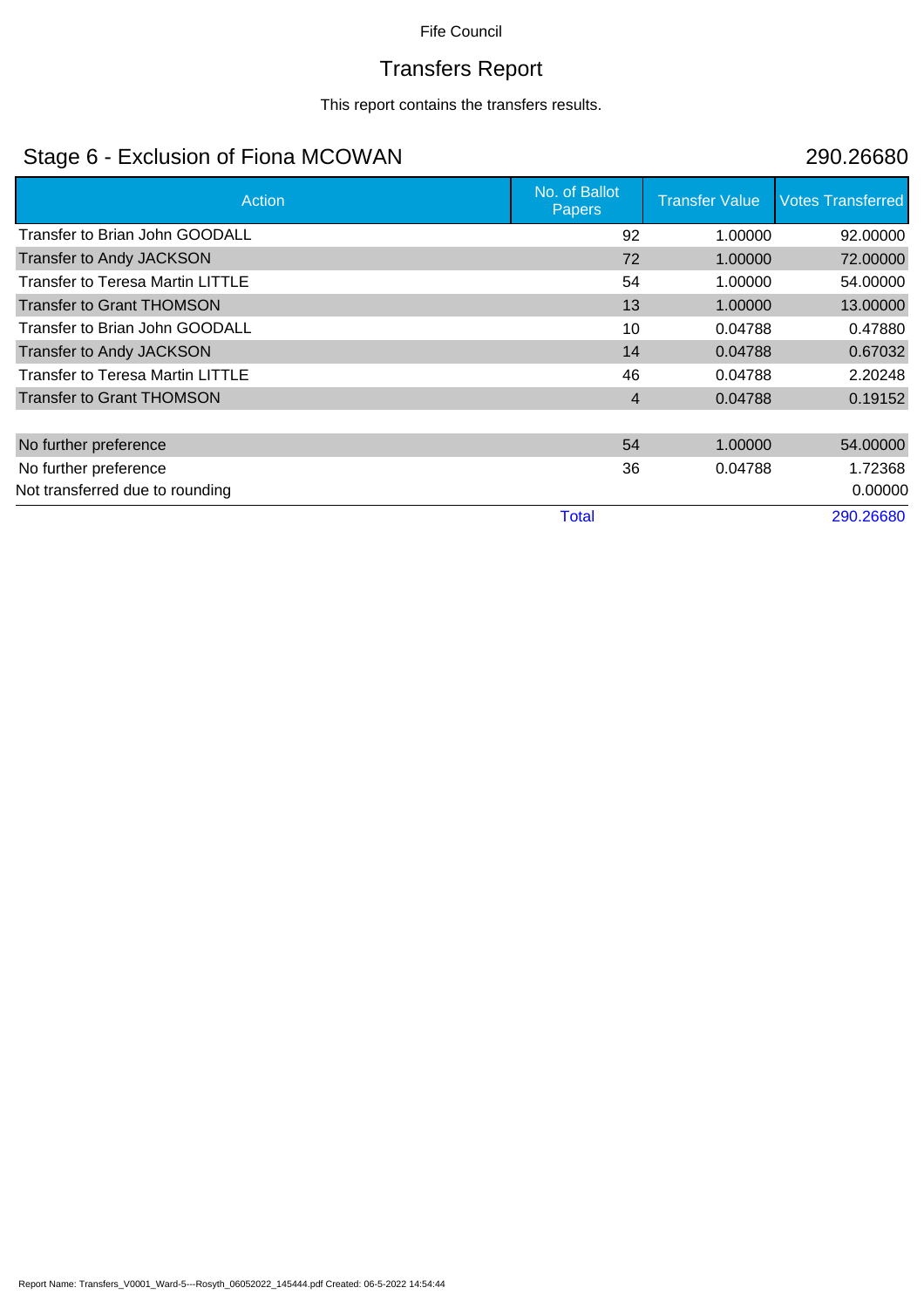Fife Council

# Transfers Report

This report contains the transfers results.

## Stage 6 - Exclusion of Fiona MCOWAN 290.26680

| Action | No. of Ballot Papers | Transfer Value | Votes Transferred |
|---|---|---|---|
| Transfer to Brian John GOODALL | 92 | 1.00000 | 92.00000 |
| Transfer to Andy JACKSON | 72 | 1.00000 | 72.00000 |
| Transfer to Teresa Martin LITTLE | 54 | 1.00000 | 54.00000 |
| Transfer to Grant THOMSON | 13 | 1.00000 | 13.00000 |
| Transfer to Brian John GOODALL | 10 | 0.04788 | 0.47880 |
| Transfer to Andy JACKSON | 14 | 0.04788 | 0.67032 |
| Transfer to Teresa Martin LITTLE | 46 | 0.04788 | 2.20248 |
| Transfer to Grant THOMSON | 4 | 0.04788 | 0.19152 |
| | | | |
| No further preference | 54 | 1.00000 | 54.00000 |
| No further preference | 36 | 0.04788 | 1.72368 |
| Not transferred due to rounding | | | 0.00000 |
| | Total | | 290.26680 |

Report Name: Transfers_V0001_Ward-5---Rosyth_06052022_145444.pdf Created: 06-5-2022 14:54:44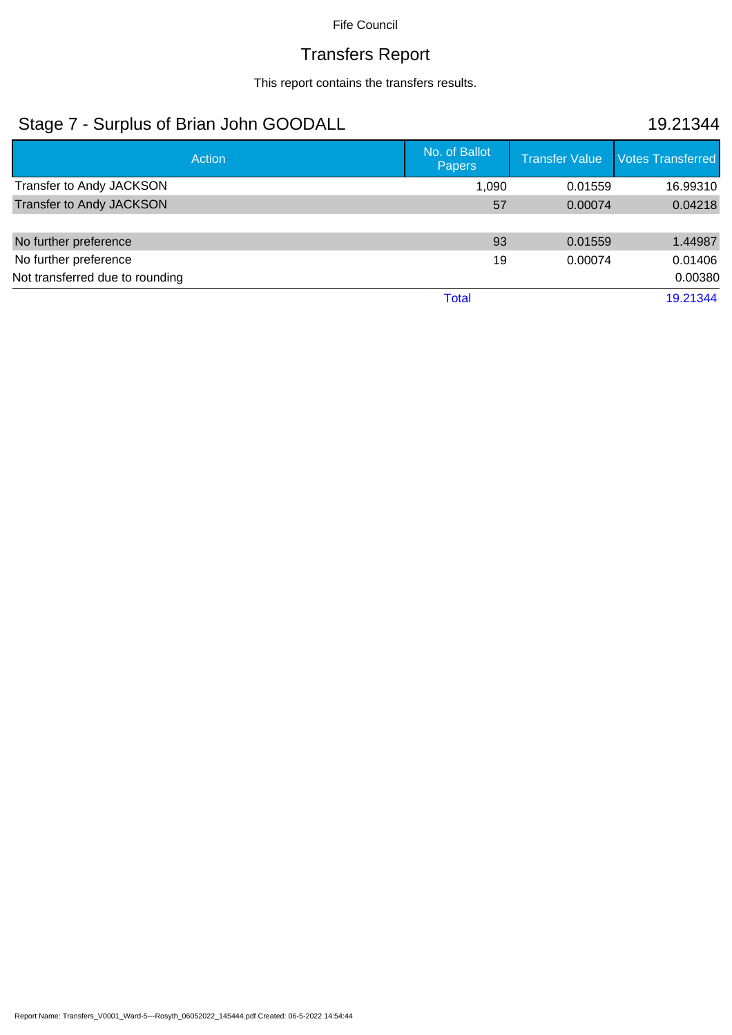Fife Council

# Transfers Report

This report contains the transfers results.

## Stage 7 - Surplus of Brian John GOODALL 19.21344

| Action | No. of Ballot Papers | Transfer Value | Votes Transferred |
|---|---|---|---|
| Transfer to Andy JACKSON | 1,090 | 0.01559 | 16.99310 |
| Transfer to Andy JACKSON | 57 | 0.00074 | 0.04218 |
| | | | |
| No further preference | 93 | 0.01559 | 1.44987 |
| No further preference | 19 | 0.00074 | 0.01406 |
| Not transferred due to rounding | | | 0.00380 |
| | Total | | 19.21344 |

Report Name: Transfers_V0001_Ward-5---Rosyth_06052022_145444.pdf Created: 06-5-2022 14:54:44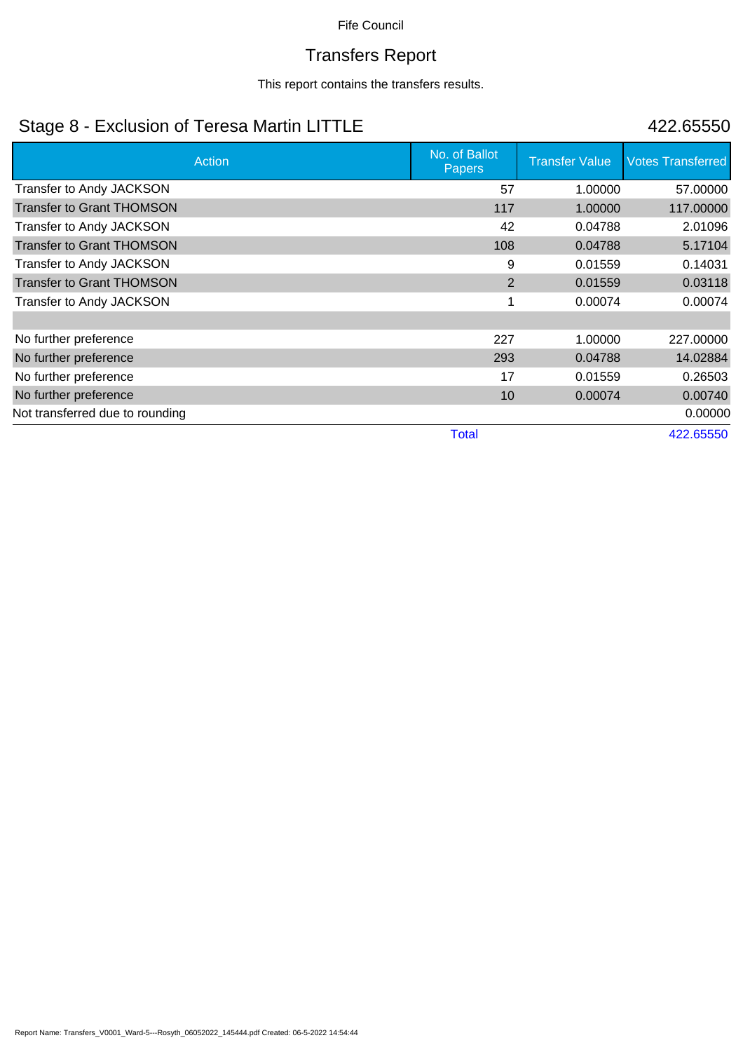Fife Council

# Transfers Report

This report contains the transfers results.

## Stage 8 - Exclusion of Teresa Martin LITTLE 422.65550

| Action | No. of Ballot Papers | Transfer Value | Votes Transferred |
|---|---|---|---|
| Transfer to Andy JACKSON | 57 | 1.00000 | 57.00000 |
| Transfer to Grant THOMSON | 117 | 1.00000 | 117.00000 |
| Transfer to Andy JACKSON | 42 | 0.04788 | 2.01096 |
| Transfer to Grant THOMSON | 108 | 0.04788 | 5.17104 |
| Transfer to Andy JACKSON | 9 | 0.01559 | 0.14031 |
| Transfer to Grant THOMSON | 2 | 0.01559 | 0.03118 |
| Transfer to Andy JACKSON | 1 | 0.00074 | 0.00074 |
| | | | |
| No further preference | 227 | 1.00000 | 227.00000 |
| No further preference | 293 | 0.04788 | 14.02884 |
| No further preference | 17 | 0.01559 | 0.26503 |
| No further preference | 10 | 0.00074 | 0.00740 |
| Not transferred due to rounding | | | 0.00000 |
| | Total | | 422.65550 |

Report Name: Transfers_V0001_Ward-5---Rosyth_06052022_145444.pdf Created: 06-5-2022 14:54:44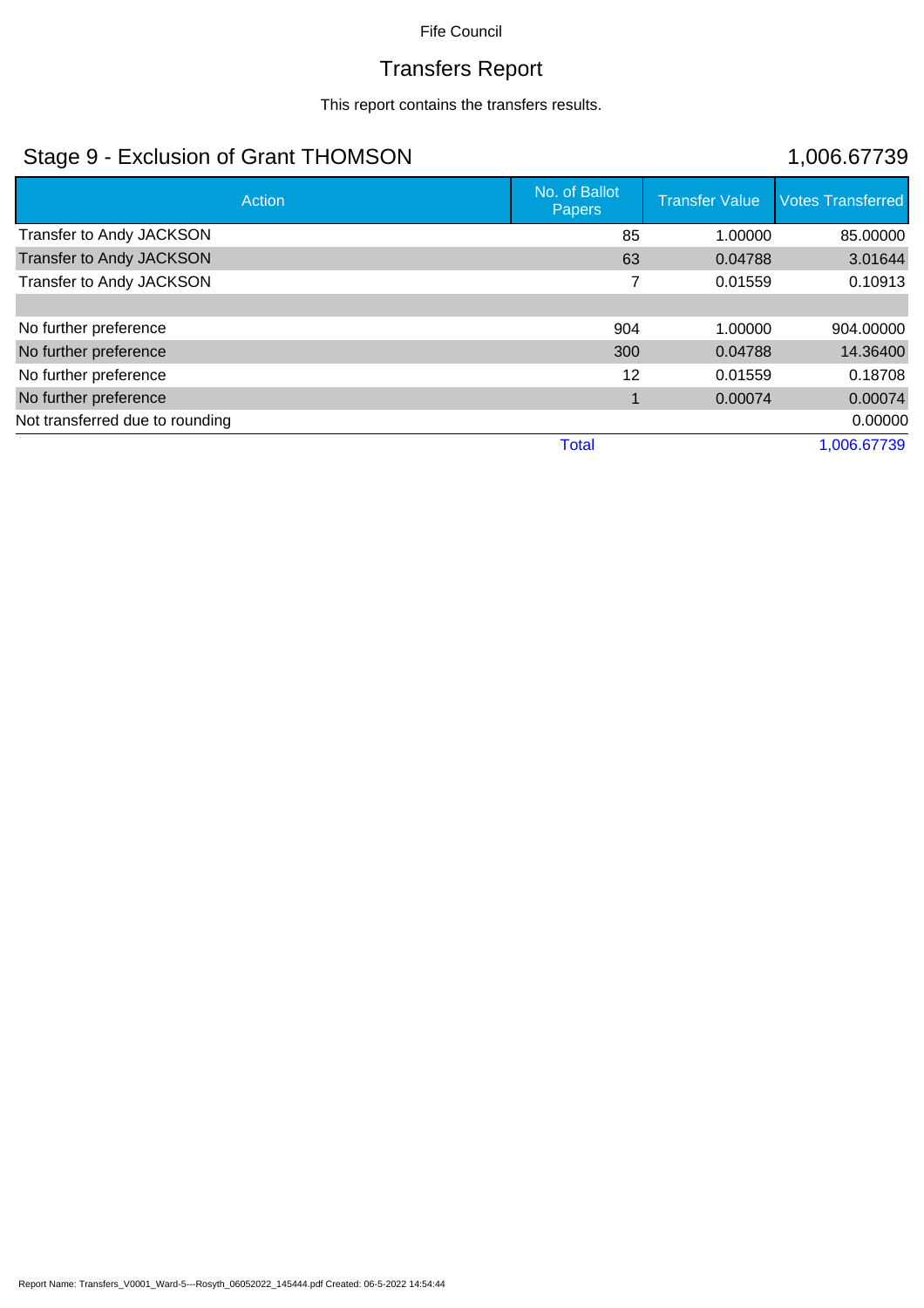Fife Council

# Transfers Report

This report contains the transfers results.

## Stage 9 - Exclusion of Grant THOMSON

1,006.67739

| Action | No. of Ballot Papers | Transfer Value | Votes Transferred |
|---|---|---|---|
| Transfer to Andy JACKSON | 85 | 1.00000 | 85.00000 |
| Transfer to Andy JACKSON | 63 | 0.04788 | 3.01644 |
| Transfer to Andy JACKSON | 7 | 0.01559 | 0.10913 |
| | | | |
| No further preference | 904 | 1.00000 | 904.00000 |
| No further preference | 300 | 0.04788 | 14.36400 |
| No further preference | 12 | 0.01559 | 0.18708 |
| No further preference | 1 | 0.00074 | 0.00074 |
| Not transferred due to rounding | | | 0.00000 |
| | Total | | 1,006.67739 |

Report Name: Transfers_V0001_Ward-5---Rosyth_06052022_145444.pdf Created: 06-5-2022 14:54:44